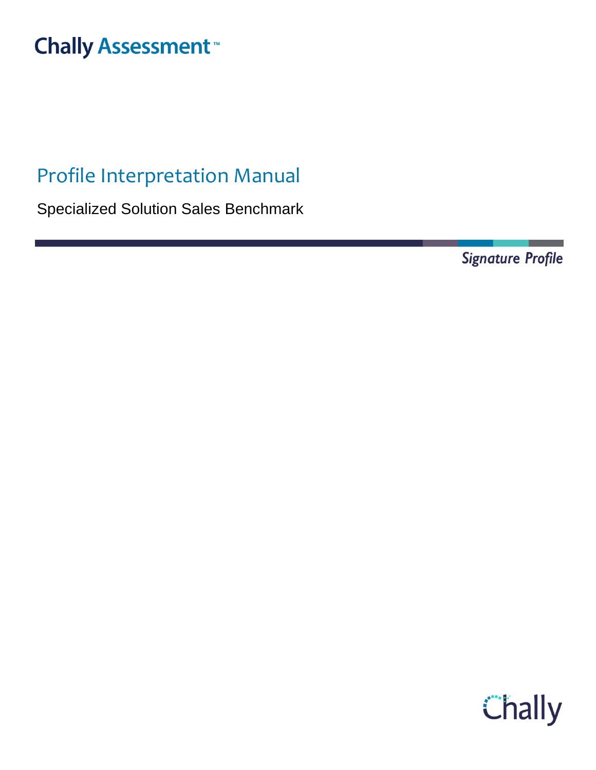Chally Assessment™

# Profile Interpretation Manual

Specialized Solution Sales Benchmark

*Signature Profile*

Chally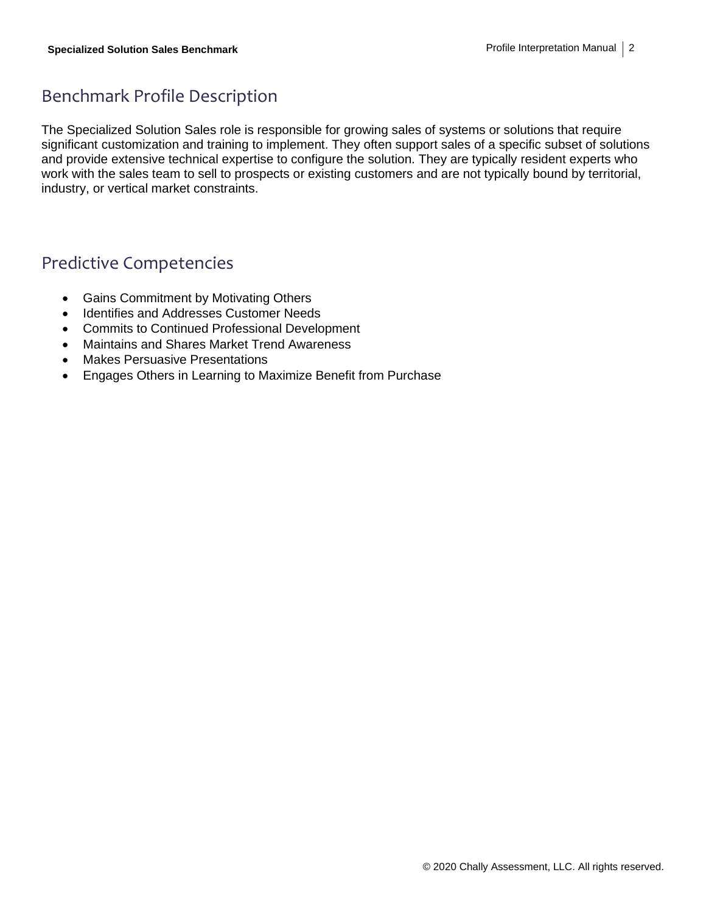## Benchmark Profile Description

The Specialized Solution Sales role is responsible for growing sales of systems or solutions that require significant customization and training to implement. They often support sales of a specific subset of solutions and provide extensive technical expertise to configure the solution. They are typically resident experts who work with the sales team to sell to prospects or existing customers and are not typically bound by territorial, industry, or vertical market constraints.

## Predictive Competencies

- Gains Commitment by Motivating Others
- Identifies and Addresses Customer Needs
- Commits to Continued Professional Development
- Maintains and Shares Market Trend Awareness
- Makes Persuasive Presentations
- Engages Others in Learning to Maximize Benefit from Purchase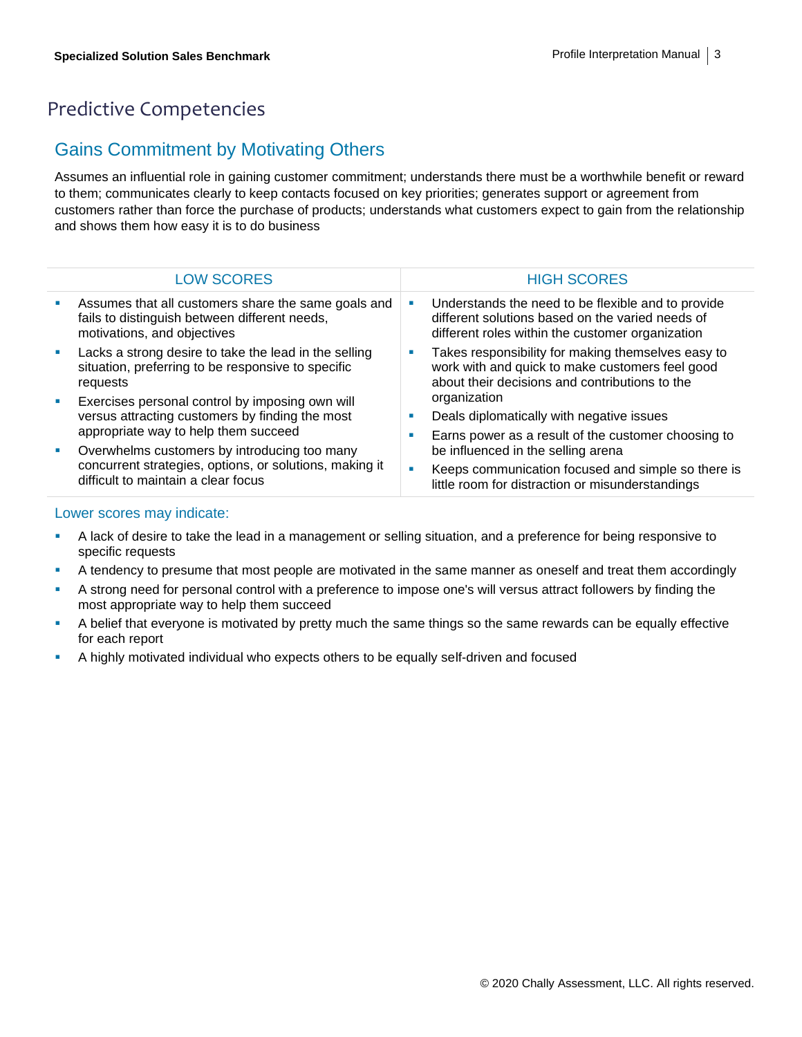# Predictive Competencies

## Gains Commitment by Motivating Others

Assumes an influential role in gaining customer commitment; understands there must be a worthwhile benefit or reward to them; communicates clearly to keep contacts focused on key priorities; generates support or agreement from customers rather than force the purchase of products; understands what customers expect to gain from the relationship and shows them how easy it is to do business

| LOW SCORES | HIGH SCORES |
|---|---|
| ▪ Assumes that all customers share the same goals and fails to distinguish between different needs, motivations, and objectives<br>▪ Lacks a strong desire to take the lead in the selling situation, preferring to be responsive to specific requests<br>▪ Exercises personal control by imposing own will versus attracting customers by finding the most appropriate way to help them succeed<br>▪ Overwhelms customers by introducing too many concurrent strategies, options, or solutions, making it difficult to maintain a clear focus | ▪ Understands the need to be flexible and to provide different solutions based on the varied needs of different roles within the customer organization<br>▪ Takes responsibility for making themselves easy to work with and quick to make customers feel good about their decisions and contributions to the organization<br>▪ Deals diplomatically with negative issues<br>▪ Earns power as a result of the customer choosing to be influenced in the selling arena<br>▪ Keeps communication focused and simple so there is little room for distraction or misunderstandings |

### Lower scores may indicate:

- A lack of desire to take the lead in a management or selling situation, and a preference for being responsive to specific requests
- A tendency to presume that most people are motivated in the same manner as oneself and treat them accordingly
- A strong need for personal control with a preference to impose one's will versus attract followers by finding the most appropriate way to help them succeed
- A belief that everyone is motivated by pretty much the same things so the same rewards can be equally effective for each report
- A highly motivated individual who expects others to be equally self-driven and focused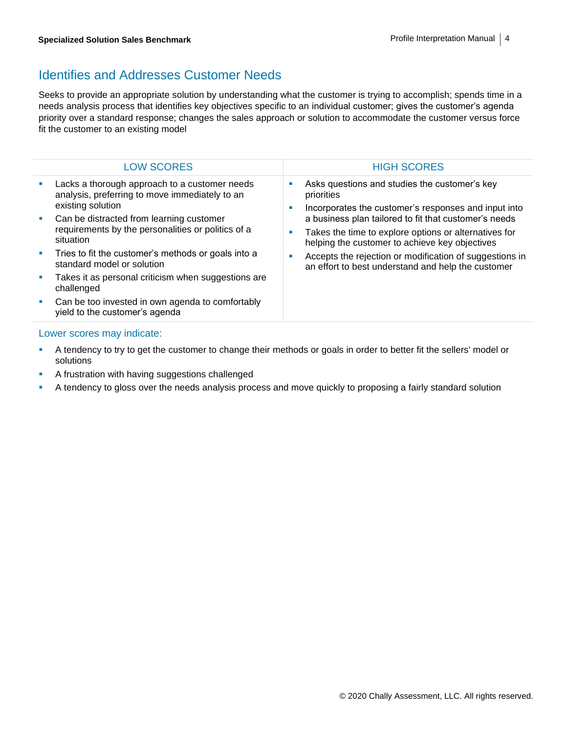## Identifies and Addresses Customer Needs

Seeks to provide an appropriate solution by understanding what the customer is trying to accomplish; spends time in a needs analysis process that identifies key objectives specific to an individual customer; gives the customer's agenda priority over a standard response; changes the sales approach or solution to accommodate the customer versus force fit the customer to an existing model

| LOW SCORES | HIGH SCORES |
|---|---|
| ▪ Lacks a thorough approach to a customer needs analysis, preferring to move immediately to an existing solution<br>▪ Can be distracted from learning customer requirements by the personalities or politics of a situation<br>▪ Tries to fit the customer's methods or goals into a standard model or solution<br>▪ Takes it as personal criticism when suggestions are challenged<br>▪ Can be too invested in own agenda to comfortably yield to the customer's agenda | ▪ Asks questions and studies the customer's key priorities<br>▪ Incorporates the customer's responses and input into a business plan tailored to fit that customer's needs<br>▪ Takes the time to explore options or alternatives for helping the customer to achieve key objectives<br>▪ Accepts the rejection or modification of suggestions in an effort to best understand and help the customer |

### Lower scores may indicate:

- A tendency to try to get the customer to change their methods or goals in order to better fit the sellers' model or solutions
- A frustration with having suggestions challenged
- A tendency to gloss over the needs analysis process and move quickly to proposing a fairly standard solution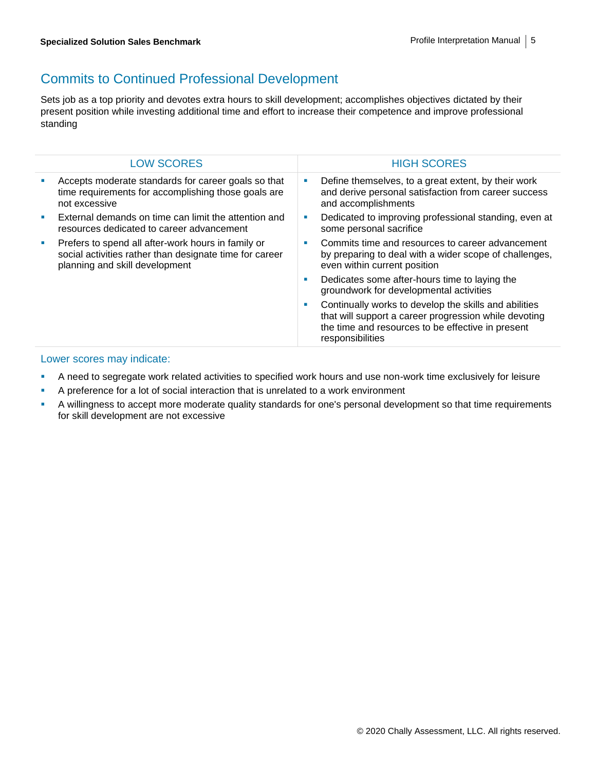## Commits to Continued Professional Development

Sets job as a top priority and devotes extra hours to skill development; accomplishes objectives dictated by their present position while investing additional time and effort to increase their competence and improve professional standing

| LOW SCORES | HIGH SCORES |
|---|---|
| ▪ Accepts moderate standards for career goals so that time requirements for accomplishing those goals are not excessive<br>▪ External demands on time can limit the attention and resources dedicated to career advancement<br>▪ Prefers to spend all after-work hours in family or social activities rather than designate time for career planning and skill development | ▪ Define themselves, to a great extent, by their work and derive personal satisfaction from career success and accomplishments<br>▪ Dedicated to improving professional standing, even at some personal sacrifice<br>▪ Commits time and resources to career advancement by preparing to deal with a wider scope of challenges, even within current position<br>▪ Dedicates some after-hours time to laying the groundwork for developmental activities<br>▪ Continually works to develop the skills and abilities that will support a career progression while devoting the time and resources to be effective in present responsibilities |

### Lower scores may indicate:

- A need to segregate work related activities to specified work hours and use non-work time exclusively for leisure
- A preference for a lot of social interaction that is unrelated to a work environment
- A willingness to accept more moderate quality standards for one's personal development so that time requirements for skill development are not excessive

© 2020 Chally Assessment, LLC. All rights reserved.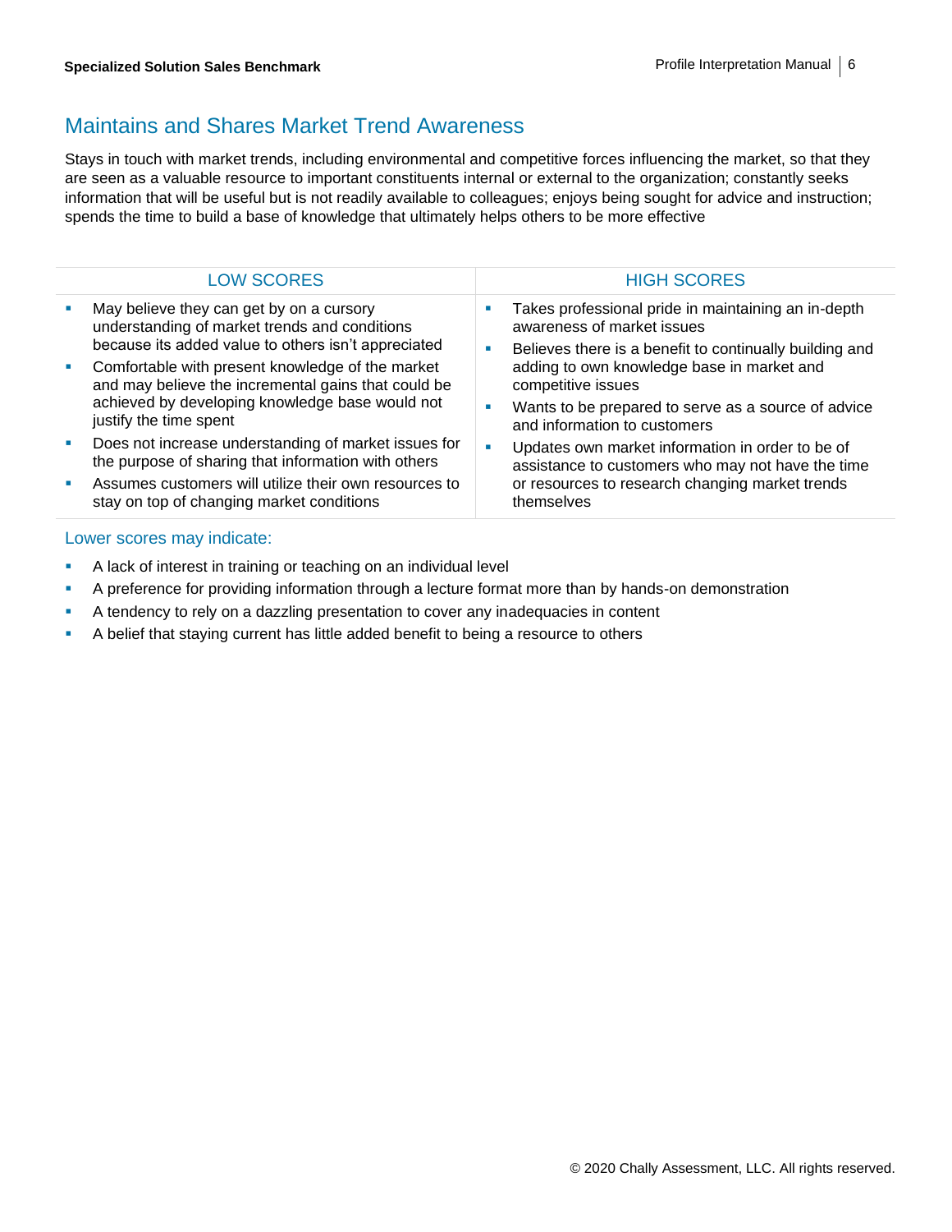## Maintains and Shares Market Trend Awareness

Stays in touch with market trends, including environmental and competitive forces influencing the market, so that they are seen as a valuable resource to important constituents internal or external to the organization; constantly seeks information that will be useful but is not readily available to colleagues; enjoys being sought for advice and instruction; spends the time to build a base of knowledge that ultimately helps others to be more effective

| LOW SCORES | HIGH SCORES |
| --- | --- |
| ▪ May believe they can get by on a cursory understanding of market trends and conditions because its added value to others isn't appreciated<br>▪ Comfortable with present knowledge of the market and may believe the incremental gains that could be achieved by developing knowledge base would not justify the time spent<br>▪ Does not increase understanding of market issues for the purpose of sharing that information with others<br>▪ Assumes customers will utilize their own resources to stay on top of changing market conditions | ▪ Takes professional pride in maintaining an in-depth awareness of market issues<br>▪ Believes there is a benefit to continually building and adding to own knowledge base in market and competitive issues<br>▪ Wants to be prepared to serve as a source of advice and information to customers<br>▪ Updates own market information in order to be of assistance to customers who may not have the time or resources to research changing market trends themselves |

### Lower scores may indicate:

- A lack of interest in training or teaching on an individual level
- A preference for providing information through a lecture format more than by hands-on demonstration
- A tendency to rely on a dazzling presentation to cover any inadequacies in content
- A belief that staying current has little added benefit to being a resource to others

© 2020 Chally Assessment, LLC. All rights reserved.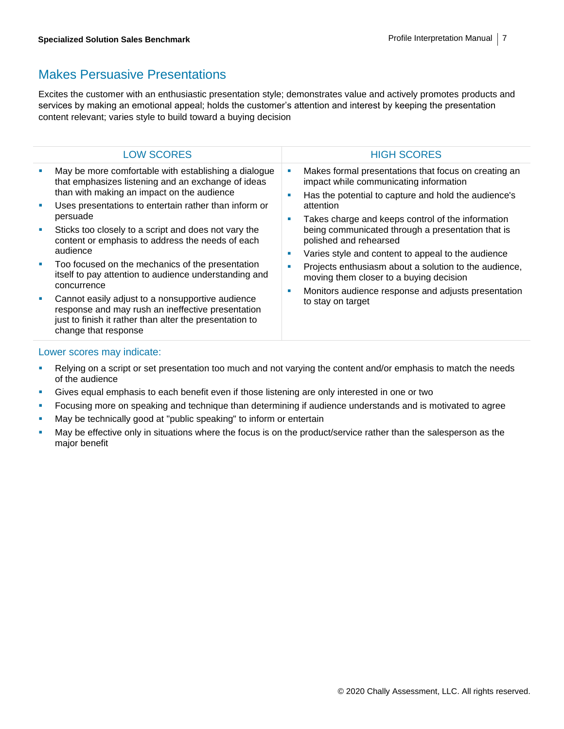## Makes Persuasive Presentations

Excites the customer with an enthusiastic presentation style; demonstrates value and actively promotes products and services by making an emotional appeal; holds the customer's attention and interest by keeping the presentation content relevant; varies style to build toward a buying decision

| LOW SCORES | HIGH SCORES |
|---|---|
| ▪ May be more comfortable with establishing a dialogue that emphasizes listening and an exchange of ideas than with making an impact on the audience<br>▪ Uses presentations to entertain rather than inform or persuade<br>▪ Sticks too closely to a script and does not vary the content or emphasis to address the needs of each audience<br>▪ Too focused on the mechanics of the presentation itself to pay attention to audience understanding and concurrence<br>▪ Cannot easily adjust to a nonsupportive audience response and may rush an ineffective presentation just to finish it rather than alter the presentation to change that response | ▪ Makes formal presentations that focus on creating an impact while communicating information<br>▪ Has the potential to capture and hold the audience's attention<br>▪ Takes charge and keeps control of the information being communicated through a presentation that is polished and rehearsed<br>▪ Varies style and content to appeal to the audience<br>▪ Projects enthusiasm about a solution to the audience, moving them closer to a buying decision<br>▪ Monitors audience response and adjusts presentation to stay on target |

### Lower scores may indicate:

- Relying on a script or set presentation too much and not varying the content and/or emphasis to match the needs of the audience
- Gives equal emphasis to each benefit even if those listening are only interested in one or two
- Focusing more on speaking and technique than determining if audience understands and is motivated to agree
- May be technically good at "public speaking" to inform or entertain
- May be effective only in situations where the focus is on the product/service rather than the salesperson as the major benefit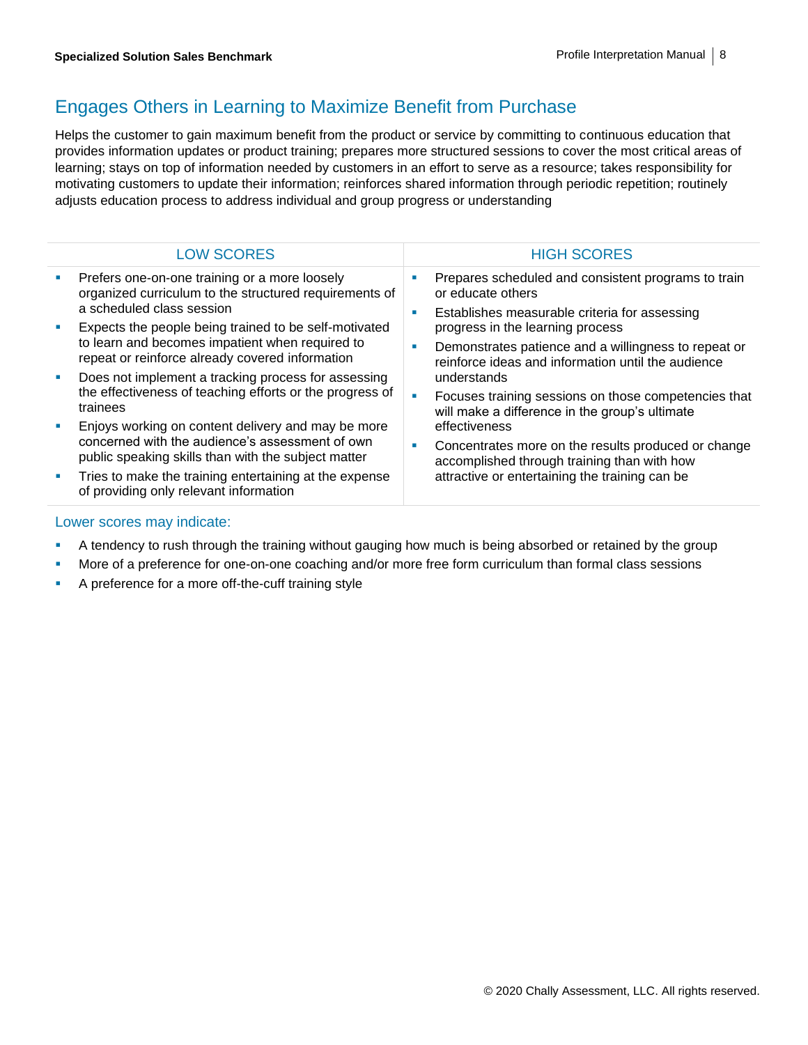## Engages Others in Learning to Maximize Benefit from Purchase

Helps the customer to gain maximum benefit from the product or service by committing to continuous education that provides information updates or product training; prepares more structured sessions to cover the most critical areas of learning; stays on top of information needed by customers in an effort to serve as a resource; takes responsibility for motivating customers to update their information; reinforces shared information through periodic repetition; routinely adjusts education process to address individual and group progress or understanding

| LOW SCORES | HIGH SCORES |
| --- | --- |
| ▪ Prefers one-on-one training or a more loosely organized curriculum to the structured requirements of a scheduled class session<br>▪ Expects the people being trained to be self-motivated to learn and becomes impatient when required to repeat or reinforce already covered information<br>▪ Does not implement a tracking process for assessing the effectiveness of teaching efforts or the progress of trainees<br>▪ Enjoys working on content delivery and may be more concerned with the audience's assessment of own public speaking skills than with the subject matter<br>▪ Tries to make the training entertaining at the expense of providing only relevant information | ▪ Prepares scheduled and consistent programs to train or educate others<br>▪ Establishes measurable criteria for assessing progress in the learning process<br>▪ Demonstrates patience and a willingness to repeat or reinforce ideas and information until the audience understands<br>▪ Focuses training sessions on those competencies that will make a difference in the group's ultimate effectiveness<br>▪ Concentrates more on the results produced or change accomplished through training than with how attractive or entertaining the training can be |

### Lower scores may indicate:

- A tendency to rush through the training without gauging how much is being absorbed or retained by the group
- More of a preference for one-on-one coaching and/or more free form curriculum than formal class sessions
- A preference for a more off-the-cuff training style

© 2020 Chally Assessment, LLC. All rights reserved.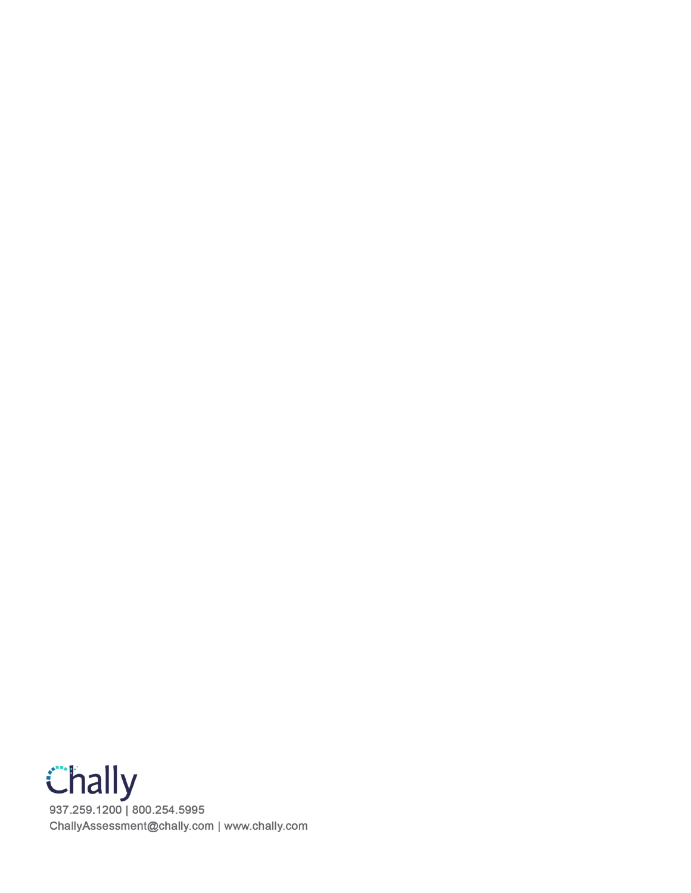Chally

937.259.1200 | 800.254.5995

ChallyAssessment@chally.com | www.chally.com